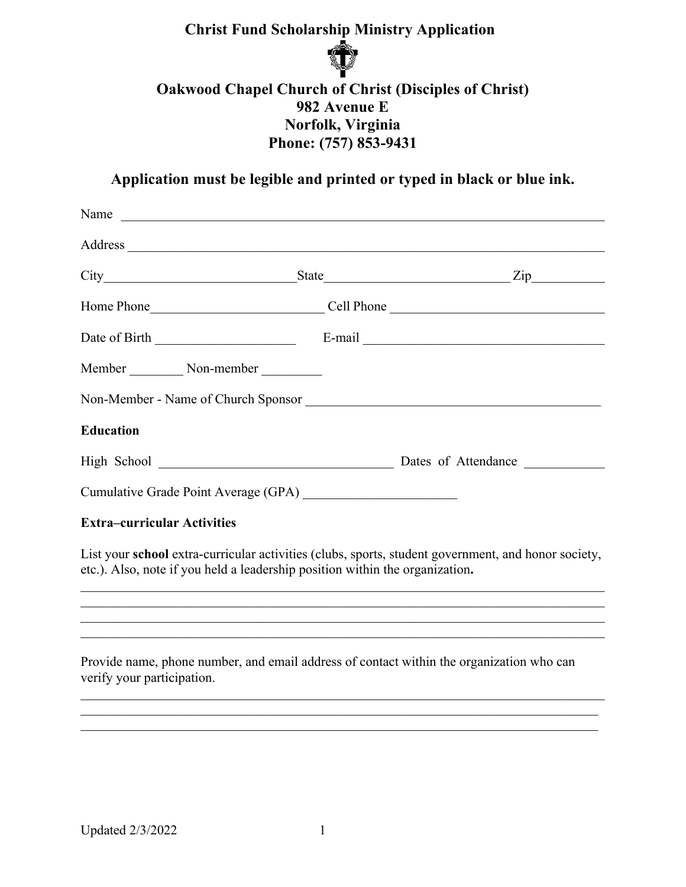# Christ Fund Scholarship Ministry Application

## Oakwood Chapel Church of Christ (Disciples of Christ)
## 982 Avenue E
## Norfolk, Virginia
## Phone: (757) 853-9431

### Application must be legible and printed or typed in black or blue ink.

Name ___________________________________________________________________________

Address _________________________________________________________________________

City____________________________State___________________________ Zip__________

Home Phone__________________________ Cell Phone _______________________________

Date of Birth _____________________ E-mail ____________________________________

Member ________ Non-member _________

Non-Member - Name of Church Sponsor ___________________________________________

**Education**

High School ___________________________________ Dates of Attendance ___________

Cumulative Grade Point Average (GPA) _______________________

**Extra–curricular Activities**

List your **school** extra-curricular activities (clubs, sports, student government, and honor society, etc.). Also, note if you held a leadership position within the organization**.**

________________________________________________________________________________
________________________________________________________________________________
________________________________________________________________________________
________________________________________________________________________________

Provide name, phone number, and email address of contact within the organization who can verify your participation.

________________________________________________________________________________
________________________________________________________________________________
________________________________________________________________________________

Updated 2/3/2022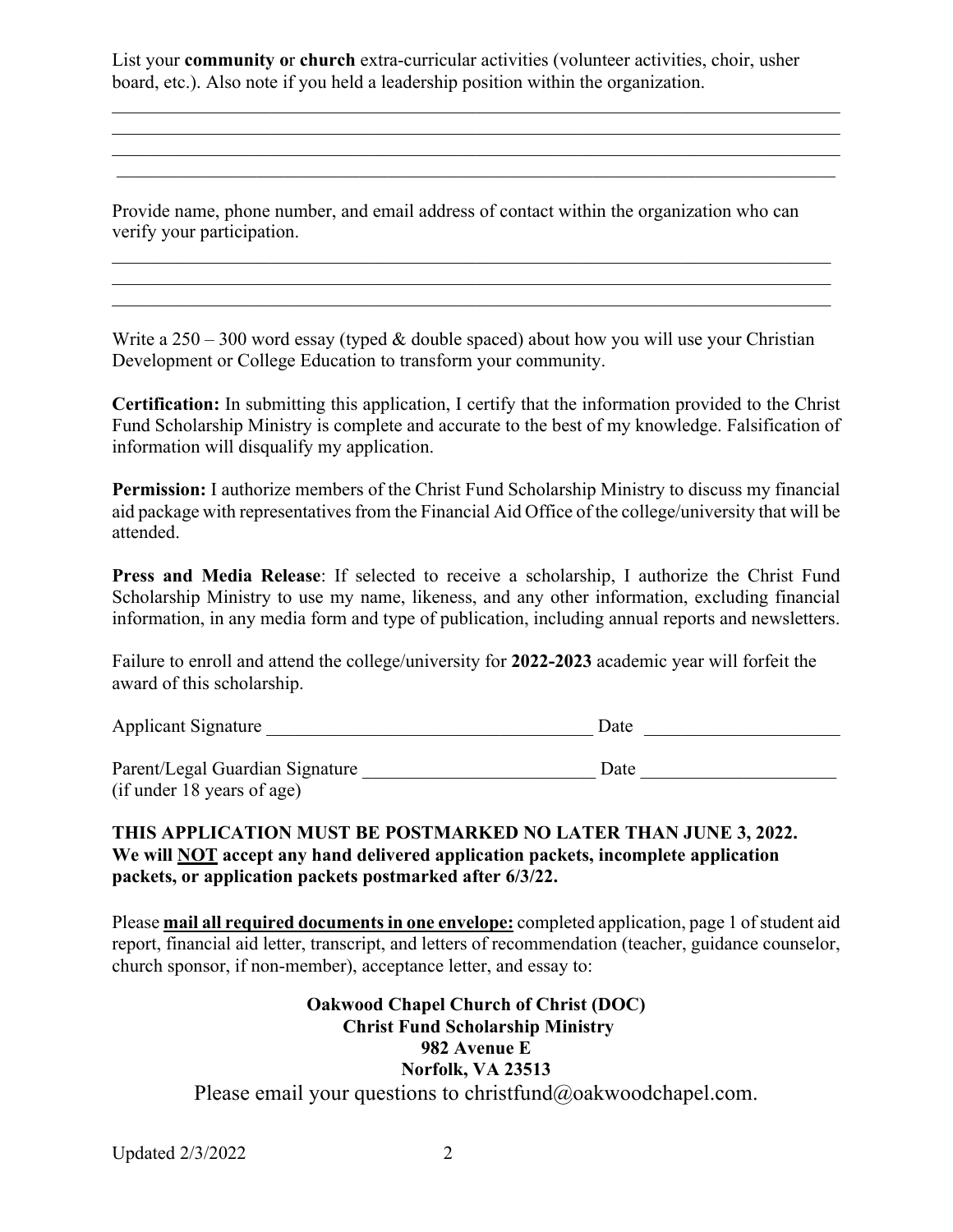List your **community or church** extra-curricular activities (volunteer activities, choir, usher board, etc.). Also note if you held a leadership position within the organization.

______________________________________________________________________________
______________________________________________________________________________
______________________________________________________________________________
______________________________________________________________________________

Provide name, phone number, and email address of contact within the organization who can verify your participation.

______________________________________________________________________________
______________________________________________________________________________
______________________________________________________________________________

Write a 250 – 300 word essay (typed & double spaced) about how you will use your Christian Development or College Education to transform your community.

**Certification:** In submitting this application, I certify that the information provided to the Christ Fund Scholarship Ministry is complete and accurate to the best of my knowledge. Falsification of information will disqualify my application.

**Permission:** I authorize members of the Christ Fund Scholarship Ministry to discuss my financial aid package with representatives from the Financial Aid Office of the college/university that will be attended.

**Press and Media Release**: If selected to receive a scholarship, I authorize the Christ Fund Scholarship Ministry to use my name, likeness, and any other information, excluding financial information, in any media form and type of publication, including annual reports and newsletters.

Failure to enroll and attend the college/university for **2022-2023** academic year will forfeit the award of this scholarship.

Applicant Signature ___________________________________ Date _____________________

Parent/Legal Guardian Signature _________________________ Date _____________________
(if under 18 years of age)

**THIS APPLICATION MUST BE POSTMARKED NO LATER THAN JUNE 3, 2022. We will NOT accept any hand delivered application packets, incomplete application packets, or application packets postmarked after 6/3/22.**

Please **mail all required documents in one envelope:** completed application, page 1 of student aid report, financial aid letter, transcript, and letters of recommendation (teacher, guidance counselor, church sponsor, if non-member), acceptance letter, and essay to:

**Oakwood Chapel Church of Christ (DOC)**
**Christ Fund Scholarship Ministry**
**982 Avenue E**
**Norfolk, VA 23513**

Please email your questions to christfund@oakwoodchapel.com.

Updated 2/3/2022